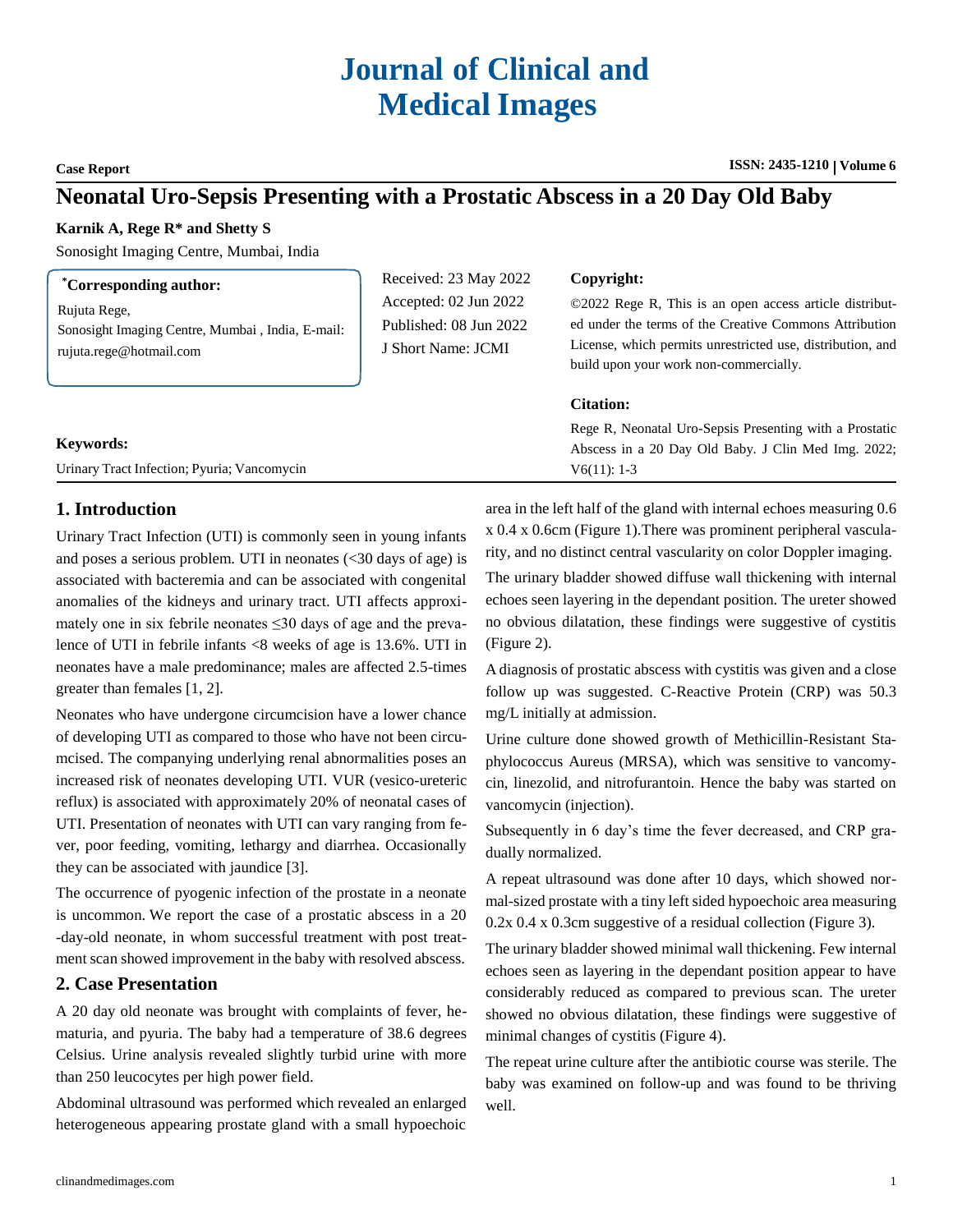# Journal of Clinical and Medical Images

**Case Report**

**ISSN: 2435-1210 | Volume 6**

# Neonatal Uro-Sepsis Presenting with a Prostatic Abscess in a 20 Day Old Baby

**Karnik A, Rege R* and Shetty S**

Sonosight Imaging Centre, Mumbai, India

**\*Corresponding author:**

Rujuta Rege,
Sonosight Imaging Centre, Mumbai , India, E-mail: rujuta.rege@hotmail.com

Received: 23 May 2022
Accepted: 02 Jun 2022
Published: 08 Jun 2022
J Short Name: JCMI

**Copyright:**

©2022 Rege R, This is an open access article distributed under the terms of the Creative Commons Attribution License, which permits unrestricted use, distribution, and build upon your work non-commercially.

**Citation:**

Rege R, Neonatal Uro-Sepsis Presenting with a Prostatic Abscess in a 20 Day Old Baby. J Clin Med Img. 2022; V6(11): 1-3

**Keywords:**

Urinary Tract Infection; Pyuria; Vancomycin

## 1. Introduction

Urinary Tract Infection (UTI) is commonly seen in young infants and poses a serious problem. UTI in neonates (<30 days of age) is associated with bacteremia and can be associated with congenital anomalies of the kidneys and urinary tract. UTI affects approximately one in six febrile neonates ≤30 days of age and the prevalence of UTI in febrile infants <8 weeks of age is 13.6%. UTI in neonates have a male predominance; males are affected 2.5-times greater than females [1, 2].

Neonates who have undergone circumcision have a lower chance of developing UTI as compared to those who have not been circumcised. The companying underlying renal abnormalities poses an increased risk of neonates developing UTI. VUR (vesico-ureteric reflux) is associated with approximately 20% of neonatal cases of UTI. Presentation of neonates with UTI can vary ranging from fever, poor feeding, vomiting, lethargy and diarrhea. Occasionally they can be associated with jaundice [3].

The occurrence of pyogenic infection of the prostate in a neonate is uncommon. We report the case of a prostatic abscess in a 20 -day-old neonate, in whom successful treatment with post treatment scan showed improvement in the baby with resolved abscess.

## 2. Case Presentation

A 20 day old neonate was brought with complaints of fever, hematuria, and pyuria. The baby had a temperature of 38.6 degrees Celsius. Urine analysis revealed slightly turbid urine with more than 250 leucocytes per high power field.

Abdominal ultrasound was performed which revealed an enlarged heterogeneous appearing prostate gland with a small hypoechoic area in the left half of the gland with internal echoes measuring 0.6 x 0.4 x 0.6cm (Figure 1).There was prominent peripheral vascularity, and no distinct central vascularity on color Doppler imaging.

The urinary bladder showed diffuse wall thickening with internal echoes seen layering in the dependant position. The ureter showed no obvious dilatation, these findings were suggestive of cystitis (Figure 2).

A diagnosis of prostatic abscess with cystitis was given and a close follow up was suggested. C-Reactive Protein (CRP) was 50.3 mg/L initially at admission.

Urine culture done showed growth of Methicillin-Resistant Staphylococcus Aureus (MRSA), which was sensitive to vancomycin, linezolid, and nitrofurantoin. Hence the baby was started on vancomycin (injection).

Subsequently in 6 day's time the fever decreased, and CRP gradually normalized.

A repeat ultrasound was done after 10 days, which showed normal-sized prostate with a tiny left sided hypoechoic area measuring 0.2x 0.4 x 0.3cm suggestive of a residual collection (Figure 3).

The urinary bladder showed minimal wall thickening. Few internal echoes seen as layering in the dependant position appear to have considerably reduced as compared to previous scan. The ureter showed no obvious dilatation, these findings were suggestive of minimal changes of cystitis (Figure 4).

The repeat urine culture after the antibiotic course was sterile. The baby was examined on follow-up and was found to be thriving well.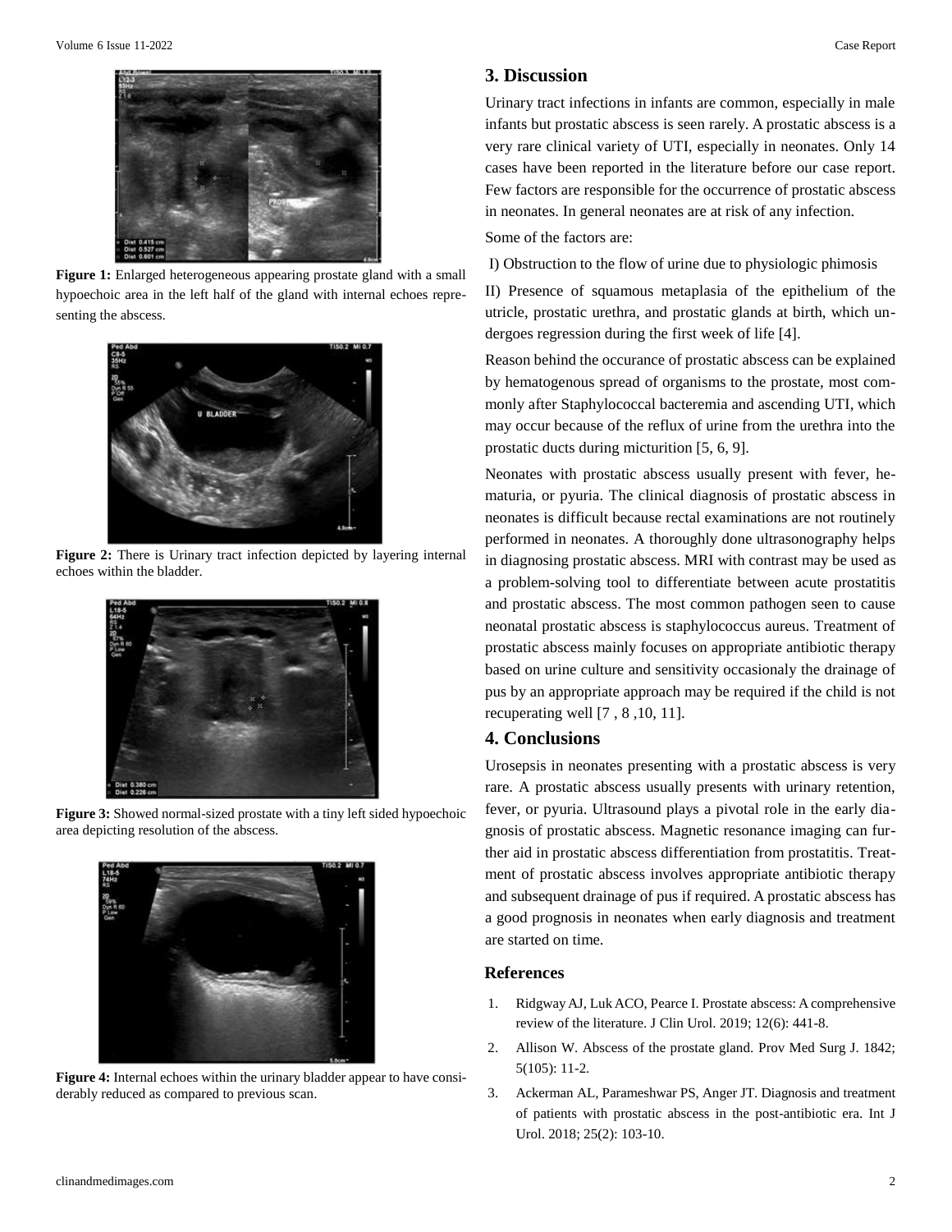Figure 1: Enlarged heterogeneous appearing prostate gland with a small hypoechoic area in the left half of the gland with internal echoes representing the abscess.

Figure 2: There is Urinary tract infection depicted by layering internal echoes within the bladder.

Figure 3: Showed normal-sized prostate with a tiny left sided hypoechoic area depicting resolution of the abscess.

Figure 4: Internal echoes within the urinary bladder appear to have considerably reduced as compared to previous scan.

## 3. Discussion

Urinary tract infections in infants are common, especially in male infants but prostatic abscess is seen rarely. A prostatic abscess is a very rare clinical variety of UTI, especially in neonates. Only 14 cases have been reported in the literature before our case report. Few factors are responsible for the occurrence of prostatic abscess in neonates. In general neonates are at risk of any infection.

Some of the factors are:

I) Obstruction to the flow of urine due to physiologic phimosis

II) Presence of squamous metaplasia of the epithelium of the utricle, prostatic urethra, and prostatic glands at birth, which undergoes regression during the first week of life [4].

Reason behind the occurance of prostatic abscess can be explained by hematogenous spread of organisms to the prostate, most commonly after Staphylococcal bacteremia and ascending UTI, which may occur because of the reflux of urine from the urethra into the prostatic ducts during micturition [5, 6, 9].

Neonates with prostatic abscess usually present with fever, hematuria, or pyuria. The clinical diagnosis of prostatic abscess in neonates is difficult because rectal examinations are not routinely performed in neonates. A thoroughly done ultrasonography helps in diagnosing prostatic abscess. MRI with contrast may be used as a problem-solving tool to differentiate between acute prostatitis and prostatic abscess. The most common pathogen seen to cause neonatal prostatic abscess is staphylococcus aureus. Treatment of prostatic abscess mainly focuses on appropriate antibiotic therapy based on urine culture and sensitivity occasionaly the drainage of pus by an appropriate approach may be required if the child is not recuperating well [7 , 8 ,10, 11].

## 4. Conclusions

Urosepsis in neonates presenting with a prostatic abscess is very rare. A prostatic abscess usually presents with urinary retention, fever, or pyuria. Ultrasound plays a pivotal role in the early diagnosis of prostatic abscess. Magnetic resonance imaging can further aid in prostatic abscess differentiation from prostatitis. Treatment of prostatic abscess involves appropriate antibiotic therapy and subsequent drainage of pus if required. A prostatic abscess has a good prognosis in neonates when early diagnosis and treatment are started on time.

### References

1. Ridgway AJ, Luk ACO, Pearce I. Prostate abscess: A comprehensive review of the literature. J Clin Urol. 2019; 12(6): 441-8.
2. Allison W. Abscess of the prostate gland. Prov Med Surg J. 1842; 5(105): 11-2.
3. Ackerman AL, Parameshwar PS, Anger JT. Diagnosis and treatment of patients with prostatic abscess in the post-antibiotic era. Int J Urol. 2018; 25(2): 103-10.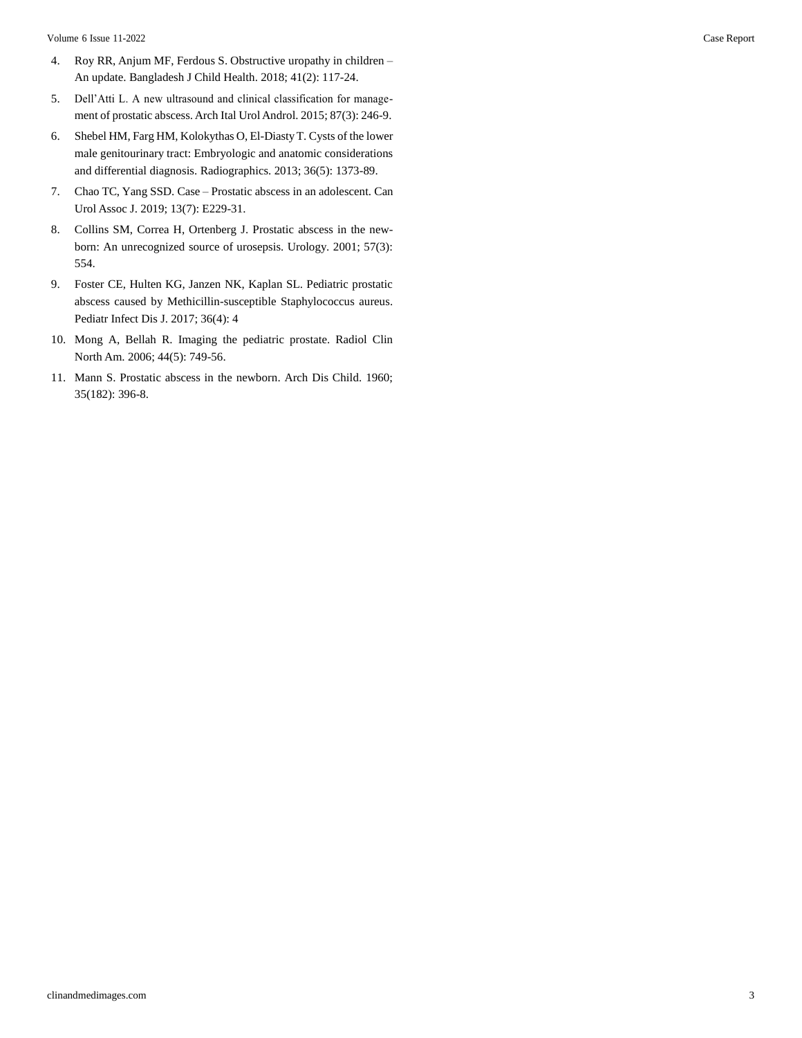4. Roy RR, Anjum MF, Ferdous S. Obstructive uropathy in children – An update. Bangladesh J Child Health. 2018; 41(2): 117-24.
5. Dell'Atti L. A new ultrasound and clinical classification for management of prostatic abscess. Arch Ital Urol Androl. 2015; 87(3): 246-9.
6. Shebel HM, Farg HM, Kolokythas O, El-Diasty T. Cysts of the lower male genitourinary tract: Embryologic and anatomic considerations and differential diagnosis. Radiographics. 2013; 36(5): 1373-89.
7. Chao TC, Yang SSD. Case – Prostatic abscess in an adolescent. Can Urol Assoc J. 2019; 13(7): E229-31.
8. Collins SM, Correa H, Ortenberg J. Prostatic abscess in the newborn: An unrecognized source of urosepsis. Urology. 2001; 57(3): 554.
9. Foster CE, Hulten KG, Janzen NK, Kaplan SL. Pediatric prostatic abscess caused by Methicillin-susceptible Staphylococcus aureus. Pediatr Infect Dis J. 2017; 36(4): 4
10. Mong A, Bellah R. Imaging the pediatric prostate. Radiol Clin North Am. 2006; 44(5): 749-56.
11. Mann S. Prostatic abscess in the newborn. Arch Dis Child. 1960; 35(182): 396-8.